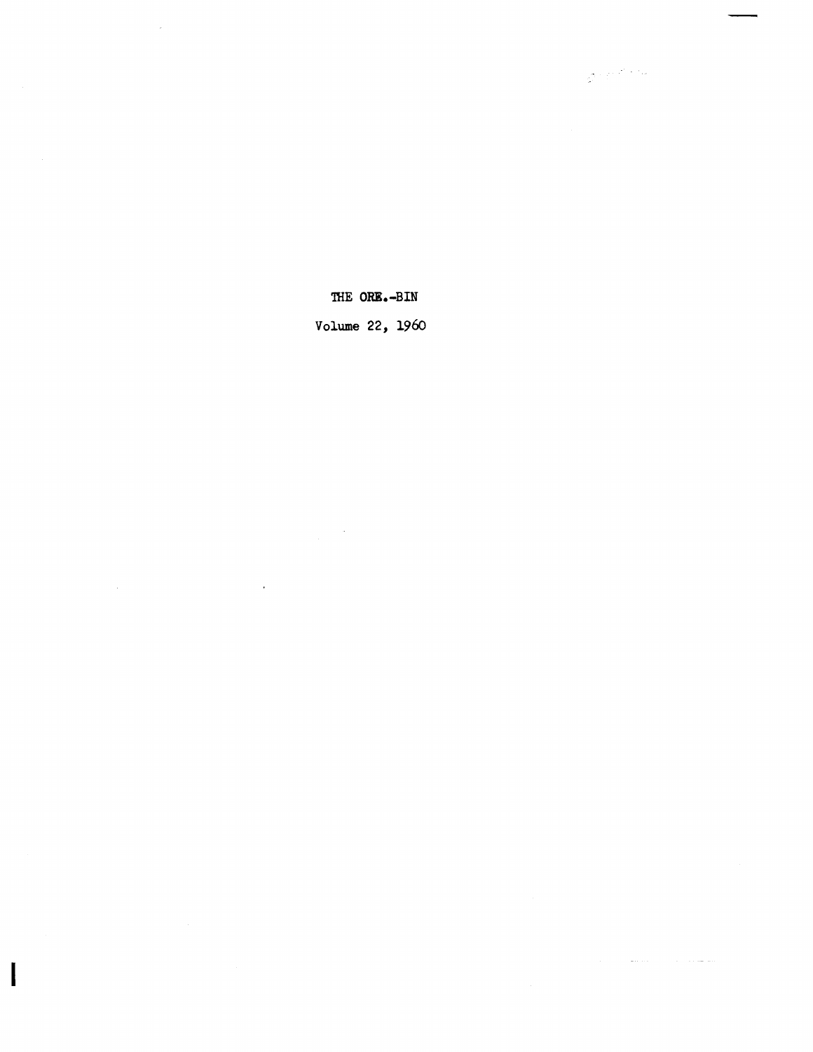THE ORE.-BIN

Volume 22, 1960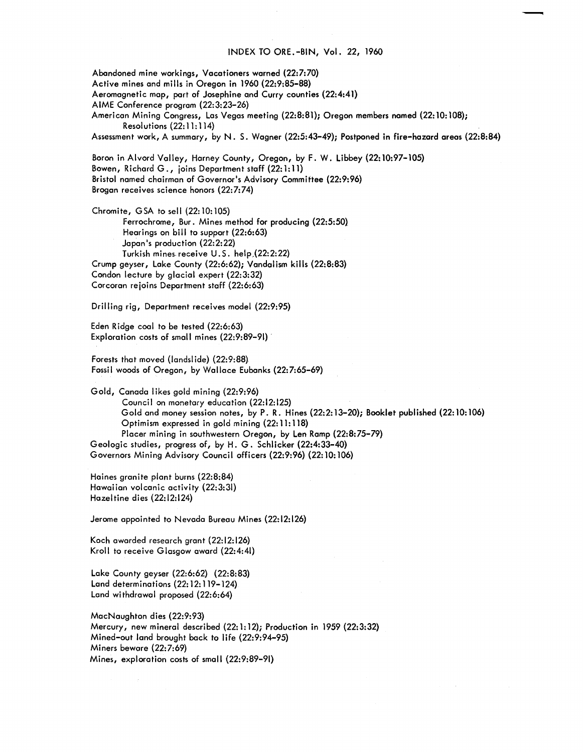## INDEX TO ORE.-BIN, Vol. 22, 1960

Abandoned mine workings, Vacationers warned (22:7:70)
Active mines and mills in Oregon in 1960 (22:9:85-88)
Aeromagnetic map, part of Josephine and Curry counties (22:4:41)
AIME Conference program (22:3:23-26)
American Mining Congress, Las Vegas meeting (22:8:81); Oregon members named (22:10:108);
    Resolutions (22:11:114)
Assessment work, A summary, by N. S. Wagner (22:5:43-49); Postponed in fire-hazard areas (22:8:84)

Boron in Alvord Valley, Harney County, Oregon, by F. W. Libbey (22:10:97-105)
Bowen, Richard G., joins Department staff (22:1:11)
Bristol named chairman of Governor's Advisory Committee (22:9:96)
Brogan receives science honors (22:7:74)

Chromite, GSA to sell (22:10:105)
    Ferrochrome, Bur. Mines method for producing (22:5:50)
    Hearings on bill to support (22:6:63)
    Japan's production (22:2:22)
    Turkish mines receive U.S. help (22:2:22)
Crump geyser, Lake County (22:6:62); Vandalism kills (22:8:83)
Condon lecture by glacial expert (22:3:32)
Corcoran rejoins Department staff (22:6:63)

Drilling rig, Department receives model (22:9:95)

Eden Ridge coal to be tested (22:6:63)
Exploration costs of small mines (22:9:89-91)

Forests that moved (landslide) (22:9:88)
Fossil woods of Oregon, by Wallace Eubanks (22:7:65-69)

Gold, Canada likes gold mining (22:9:96)
    Council on monetary education (22:12:125)
    Gold and money session notes, by P. R. Hines (22:2:13-20); Booklet published (22:10:106)
    Optimism expressed in gold mining (22:11:118)
    Placer mining in southwestern Oregon, by Len Ramp (22:8:75-79)
Geologic studies, progress of, by H. G. Schlicker (22:4:33-40)
Governors Mining Advisory Council officers (22:9:96) (22:10:106)

Haines granite plant burns (22:8:84)
Hawaiian volcanic activity (22:3:31)
Hazeltine dies (22:12:124)

Jerome appointed to Nevada Bureau Mines (22:12:126)

Koch awarded research grant (22:12:126)
Kroll to receive Glasgow award (22:4:41)

Lake County geyser (22:6:62) (22:8:83)
Land determinations (22:12:119-124)
Land withdrawal proposed (22:6:64)

MacNaughton dies (22:9:93)
Mercury, new mineral described (22:1:12); Production in 1959 (22:3:32)
Mined-out land brought back to life (22:9:94-95)
Miners beware (22:7:69)
Mines, exploration costs of small (22:9:89-91)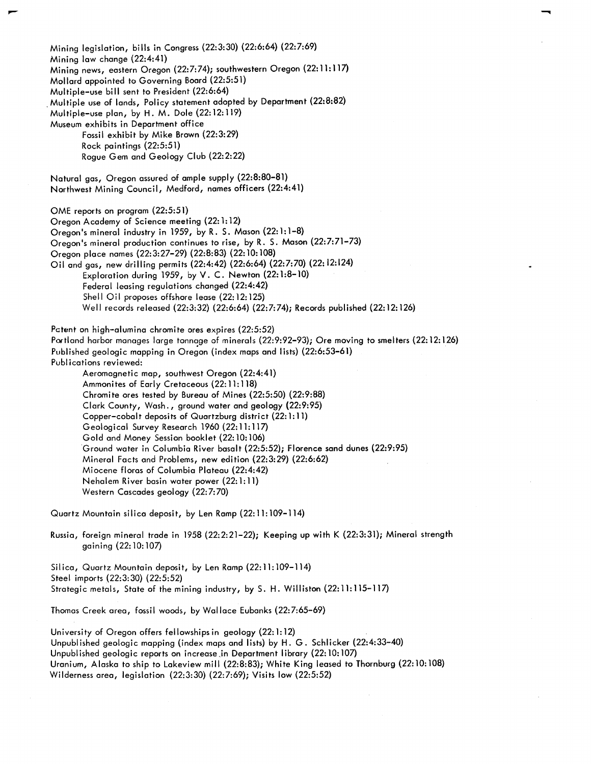Mining legislation, bills in Congress (22:3:30) (22:6:64) (22:7:69)
Mining law change (22:4:41)
Mining news, eastern Oregon (22:7:74); southwestern Oregon (22:11:117)
Mollard appointed to Governing Board (22:5:51)
Multiple-use bill sent to President (22:6:64)
Multiple use of lands, Policy statement adopted by Department (22:8:82)
Multiple-use plan, by H. M. Dole (22:12:119)
Museum exhibits in Department office
  Fossil exhibit by Mike Brown (22:3:29)
  Rock paintings (22:5:51)
  Rogue Gem and Geology Club (22:2:22)

Natural gas, Oregon assured of ample supply (22:8:80-81)
Northwest Mining Council, Medford, names officers (22:4:41)

OME reports on program (22:5:51)
Oregon Academy of Science meeting (22:1:12)
Oregon's mineral industry in 1959, by R. S. Mason (22:1:1-8)
Oregon's mineral production continues to rise, by R. S. Mason (22:7:71-73)
Oregon place names (22:3:27-29) (22:8:83) (22:10:108)
Oil and gas, new drilling permits (22:4:42) (22:6:64) (22:7:70) (22:12:124)
  Exploration during 1959, by V. C. Newton (22:1:8-10)
  Federal leasing regulations changed (22:4:42)
  Shell Oil proposes offshore lease (22:12:125)
  Well records released (22:3:32) (22:6:64) (22:7:74); Records published (22:12:126)

Patent on high-alumina chromite ores expires (22:5:52)
Portland harbor manages large tonnage of minerals (22:9:92-93); Ore moving to smelters (22:12:126)
Published geologic mapping in Oregon (index maps and lists) (22:6:53-61)
Publications reviewed:
  Aeromagnetic map, southwest Oregon (22:4:41)
  Ammonites of Early Cretaceous (22:11:118)
  Chromite ores tested by Bureau of Mines (22:5:50) (22:9:88)
  Clark County, Wash., ground water and geology (22:9:95)
  Copper-cobalt deposits of Quartzburg district (22:1:11)
  Geological Survey Research 1960 (22:11:117)
  Gold and Money Session booklet (22:10:106)
  Ground water in Columbia River basalt (22:5:52); Florence sand dunes (22:9:95)
  Mineral Facts and Problems, new edition (22:3:29) (22:6:62)
  Miocene floras of Columbia Plateau (22:4:42)
  Nehalem River basin water power (22:1:11)
  Western Cascades geology (22:7:70)

Quartz Mountain silica deposit, by Len Ramp (22:11:109-114)

Russia, foreign mineral trade in 1958 (22:2:21-22); Keeping up with K (22:3:31); Mineral strength gaining (22:10:107)

Silica, Quartz Mountain deposit, by Len Ramp (22:11:109-114)
Steel imports (22:3:30) (22:5:52)
Strategic metals, State of the mining industry, by S. H. Williston (22:11:115-117)

Thomas Creek area, fossil woods, by Wallace Eubanks (22:7:65-69)

University of Oregon offers fellowships in geology (22:1:12)
Unpublished geologic mapping (index maps and lists) by H. G. Schlicker (22:4:33-40)
Unpublished geologic reports on increase in Department library (22:10:107)
Uranium, Alaska to ship to Lakeview mill (22:8:83); White King leased to Thornburg (22:10:108)
Wilderness area, legislation (22:3:30) (22:7:69); Visits low (22:5:52)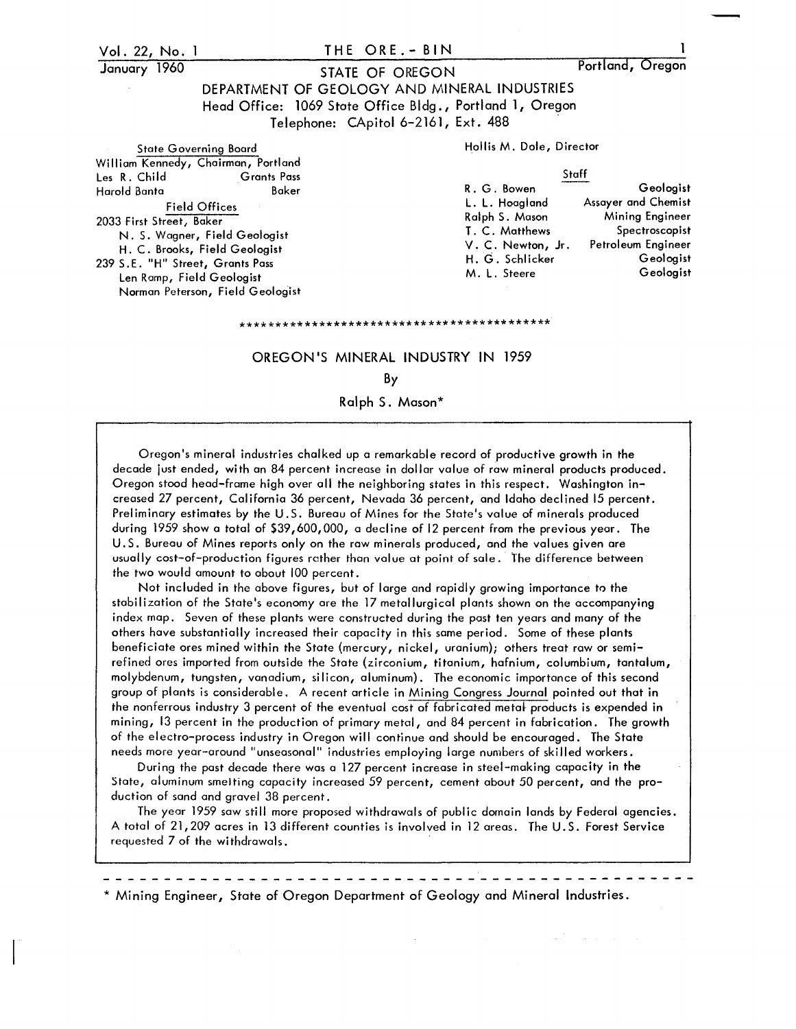STATE OF OREGON
DEPARTMENT OF GEOLOGY AND MINERAL INDUSTRIES
Head Office: 1069 State Office Bldg., Portland 1, Oregon
Telephone: CApitol 6-2161, Ext. 488

State Governing Board
William Kennedy, Chairman, Portland
Les R. Child, Grants Pass
Harold Banta, Baker

Field Offices
2033 First Street, Baker
N. S. Wagner, Field Geologist
H. C. Brooks, Field Geologist
239 S.E. "H" Street, Grants Pass
Len Ramp, Field Geologist
Norman Peterson, Field Geologist

Hollis M. Dole, Director

Staff

| | |
|---|---|
| R. G. Bowen | Geologist |
| L. L. Hoagland | Assayer and Chemist |
| Ralph S. Mason | Mining Engineer |
| T. C. Matthews | Spectroscopist |
| V. C. Newton, Jr. | Petroleum Engineer |
| H. G. Schlicker | Geologist |
| M. L. Steere | Geologist |

*******************************************

# OREGON'S MINERAL INDUSTRY IN 1959

By

Ralph S. Mason*

Oregon's mineral industries chalked up a remarkable record of productive growth in the decade just ended, with an 84 percent increase in dollar value of raw mineral products produced. Oregon stood head-frame high over all the neighboring states in this respect. Washington increased 27 percent, California 36 percent, Nevada 36 percent, and Idaho declined 15 percent. Preliminary estimates by the U.S. Bureau of Mines for the State's value of minerals produced during 1959 show a total of $39,600,000, a decline of 12 percent from the previous year. The U.S. Bureau of Mines reports only on the raw minerals produced, and the values given are usually cost-of-production figures rather than value at point of sale. The difference between the two would amount to about 100 percent.

Not included in the above figures, but of large and rapidly growing importance to the stabilization of the State's economy are the 17 metallurgical plants shown on the accompanying index map. Seven of these plants were constructed during the past ten years and many of the others have substantially increased their capacity in this same period. Some of these plants beneficiate ores mined within the State (mercury, nickel, uranium); others treat raw or semi-refined ores imported from outside the State (zirconium, titanium, hafnium, columbium, tantalum, molybdenum, tungsten, vanadium, silicon, aluminum). The economic importance of this second group of plants is considerable. A recent article in Mining Congress Journal pointed out that in the nonferrous industry 3 percent of the eventual cost of fabricated metal products is expended in mining, 13 percent in the production of primary metal, and 84 percent in fabrication. The growth of the electro-process industry in Oregon will continue and should be encouraged. The State needs more year-around "unseasonal" industries employing large numbers of skilled workers.

During the past decade there was a 127 percent increase in steel-making capacity in the State, aluminum smelting capacity increased 59 percent, cement about 50 percent, and the production of sand and gravel 38 percent.

The year 1959 saw still more proposed withdrawals of public domain lands by Federal agencies. A total of 21,209 acres in 13 different counties is involved in 12 areas. The U.S. Forest Service requested 7 of the withdrawals.

---

* Mining Engineer, State of Oregon Department of Geology and Mineral Industries.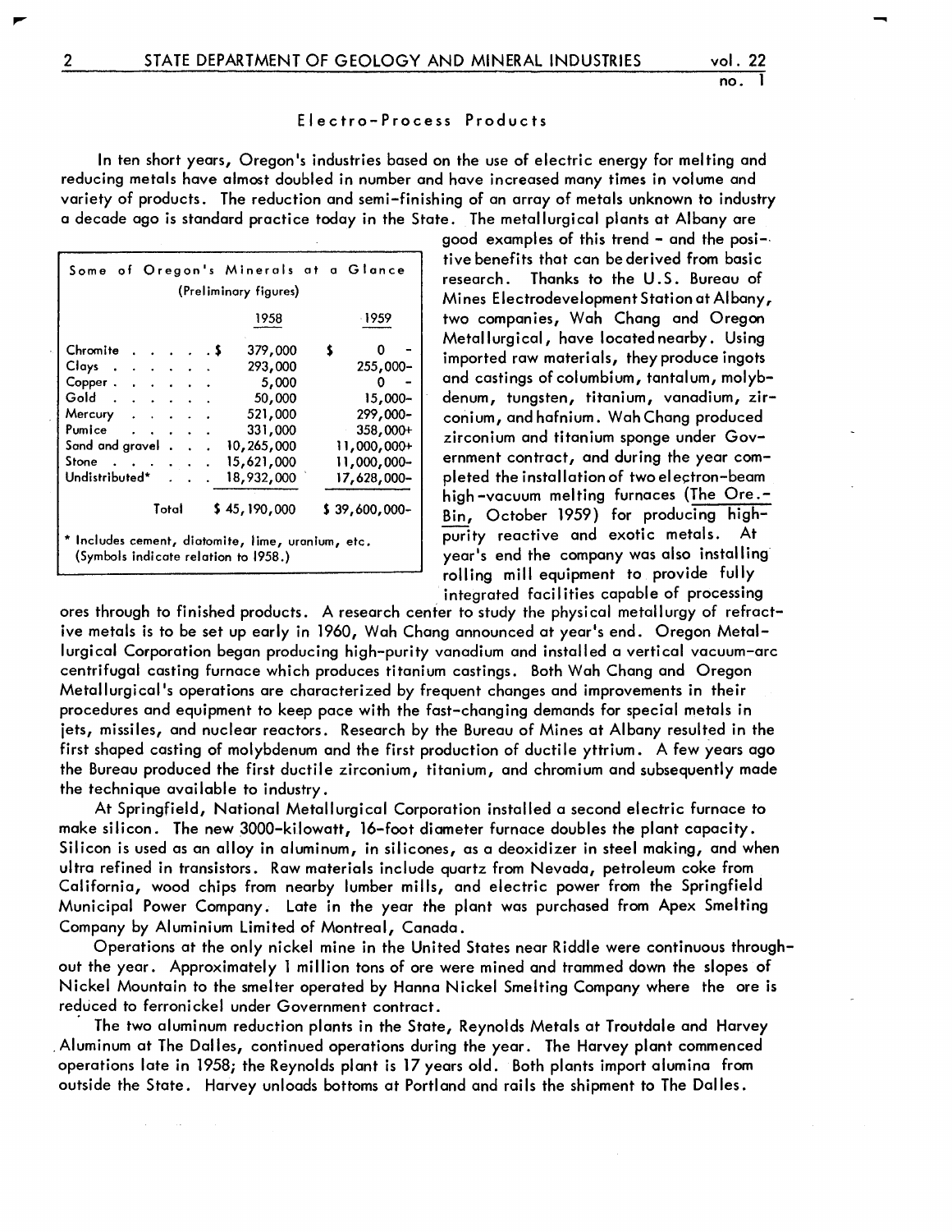## Electro-Process Products

In ten short years, Oregon's industries based on the use of electric energy for melting and reducing metals have almost doubled in number and have increased many times in volume and variety of products. The reduction and semi-finishing of an array of metals unknown to industry a decade ago is standard practice today in the State. The metallurgical plants at Albany are good examples of this trend - and the positive benefits that can be derived from basic research. Thanks to the U.S. Bureau of Mines Electrodevelopment Station at Albany, two companies, Wah Chang and Oregon Metallurgical, have located nearby. Using imported raw materials, they produce ingots and castings of columbium, tantalum, molybdenum, tungsten, titanium, vanadium, zirconium, and hafnium. Wah Chang produced zirconium and titanium sponge under Government contract, and during the year completed the installation of two electron-beam high-vacuum melting furnaces (The Ore.-Bin, October 1959) for producing high-purity reactive and exotic metals. At year's end the company was also installing rolling mill equipment to provide fully integrated facilities capable of processing ores through to finished products. A research center to study the physical metallurgy of refractive metals is to be set up early in 1960, Wah Chang announced at year's end. Oregon Metallurgical Corporation began producing high-purity vanadium and installed a vertical vacuum-arc centrifugal casting furnace which produces titanium castings. Both Wah Chang and Oregon Metallurgical's operations are characterized by frequent changes and improvements in their procedures and equipment to keep pace with the fast-changing demands for special metals in jets, missiles, and nuclear reactors. Research by the Bureau of Mines at Albany resulted in the first shaped casting of molybdenum and the first production of ductile yttrium. A few years ago the Bureau produced the first ductile zirconium, titanium, and chromium and subsequently made the technique available to industry.

**Some of Oregon's Minerals at a Glance**
(Preliminary figures)

| | 1958 | 1959 |
|---|---|---|
| Chromite | $ 379,000 | $ 0 - |
| Clays | 293,000 | 255,000- |
| Copper | 5,000 | 0 - |
| Gold | 50,000 | 15,000- |
| Mercury | 521,000 | 299,000- |
| Pumice | 331,000 | 358,000+ |
| Sand and gravel | 10,265,000 | 11,000,000+ |
| Stone | 15,621,000 | 11,000,000- |
| Undistributed* | 18,932,000 | 17,628,000- |
| Total | $ 45,190,000 | $ 39,600,000- |

\* Includes cement, diatomite, lime, uranium, etc.
(Symbols indicate relation to 1958.)

At Springfield, National Metallurgical Corporation installed a second electric furnace to make silicon. The new 3000-kilowatt, 16-foot diameter furnace doubles the plant capacity. Silicon is used as an alloy in aluminum, in silicones, as a deoxidizer in steel making, and when ultra refined in transistors. Raw materials include quartz from Nevada, petroleum coke from California, wood chips from nearby lumber mills, and electric power from the Springfield Municipal Power Company. Late in the year the plant was purchased from Apex Smelting Company by Aluminium Limited of Montreal, Canada.

Operations at the only nickel mine in the United States near Riddle were continuous throughout the year. Approximately 1 million tons of ore were mined and trammed down the slopes of Nickel Mountain to the smelter operated by Hanna Nickel Smelting Company where the ore is reduced to ferronickel under Government contract.

The two aluminum reduction plants in the State, Reynolds Metals at Troutdale and Harvey Aluminum at The Dalles, continued operations during the year. The Harvey plant commenced operations late in 1958; the Reynolds plant is 17 years old. Both plants import alumina from outside the State. Harvey unloads bottoms at Portland and rails the shipment to The Dalles.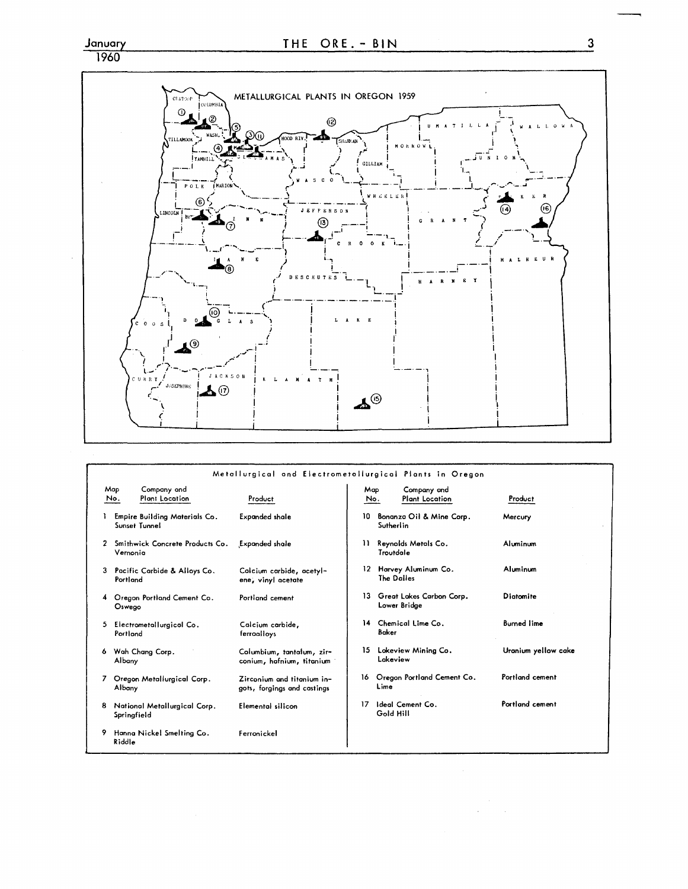METALLURGICAL PLANTS IN OREGON 1959

Metallurgical and Electrometallurgical Plants in Oregon

| Map No. | Company and Plant Location | Product |
|---|---|---|
| 1 | Empire Building Materials Co. Sunset Tunnel | Expanded shale |
| 2 | Smithwick Concrete Products Co. Vernonia | Expanded shale |
| 3 | Pacific Carbide & Alloys Co. Portland | Calcium carbide, acetylene, vinyl acetate |
| 4 | Oregon Portland Cement Co. Oswego | Portland cement |
| 5 | Electrometallurgical Co. Portland | Calcium carbide, ferroalloys |
| 6 | Wah Chang Corp. Albany | Columbium, tantalum, zirconium, hafnium, titanium |
| 7 | Oregon Metallurgical Corp. Albany | Zirconium and titanium ingots, forgings and castings |
| 8 | National Metallurgical Corp. Springfield | Elemental silicon |
| 9 | Hanna Nickel Smelting Co. Riddle | Ferronickel |
| 10 | Bonanza Oil & Mine Corp. Sutherlin | Mercury |
| 11 | Reynolds Metals Co. Troutdale | Aluminum |
| 12 | Harvey Aluminum Co. The Dalles | Aluminum |
| 13 | Great Lakes Carbon Corp. Lower Bridge | Diatomite |
| 14 | Chemical Lime Co. Baker | Burned lime |
| 15 | Lakeview Mining Co. Lakeview | Uranium yellow cake |
| 16 | Oregon Portland Cement Co. Lime | Portland cement |
| 17 | Ideal Cement Co. Gold Hill | Portland cement |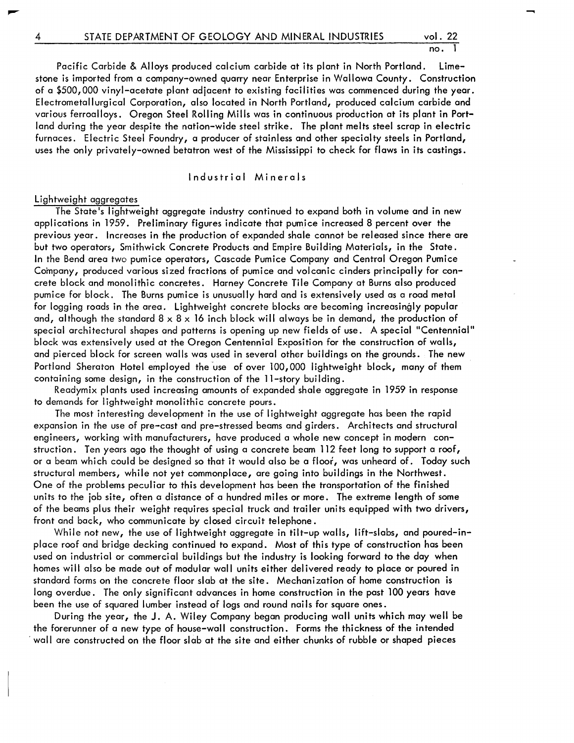Pacific Carbide & Alloys produced calcium carbide at its plant in North Portland. Limestone is imported from a company-owned quarry near Enterprise in Wallowa County. Construction of a $500,000 vinyl-acetate plant adjacent to existing facilities was commenced during the year. Electrometallurgical Corporation, also located in North Portland, produced calcium carbide and various ferroalloys. Oregon Steel Rolling Mills was in continuous production at its plant in Portland during the year despite the nation-wide steel strike. The plant melts steel scrap in electric furnaces. Electric Steel Foundry, a producer of stainless and other specialty steels in Portland, uses the only privately-owned betatron west of the Mississippi to check for flaws in its castings.

## Industrial Minerals

### Lightweight aggregates

The State's lightweight aggregate industry continued to expand both in volume and in new applications in 1959. Preliminary figures indicate that pumice increased 8 percent over the previous year. Increases in the production of expanded shale cannot be released since there are but two operators, Smithwick Concrete Products and Empire Building Materials, in the State. In the Bend area two pumice operators, Cascade Pumice Company and Central Oregon Pumice Company, produced various sized fractions of pumice and volcanic cinders principally for concrete block and monolithic concretes. Harney Concrete Tile Company at Burns also produced pumice for block. The Burns pumice is unusually hard and is extensively used as a road metal for logging roads in the area. Lightweight concrete blocks are becoming increasingly popular and, although the standard 8 x 8 x 16 inch block will always be in demand, the production of special architectural shapes and patterns is opening up new fields of use. A special "Centennial" block was extensively used at the Oregon Centennial Exposition for the construction of walls, and pierced block for screen walls was used in several other buildings on the grounds. The new Portland Sheraton Hotel employed the use of over 100,000 lightweight block, many of them containing some design, in the construction of the 11-story building.

Readymix plants used increasing amounts of expanded shale aggregate in 1959 in response to demands for lightweight monolithic concrete pours.

The most interesting development in the use of lightweight aggregate has been the rapid expansion in the use of pre-cast and pre-stressed beams and girders. Architects and structural engineers, working with manufacturers, have produced a whole new concept in modern construction. Ten years ago the thought of using a concrete beam 112 feet long to support a roof, or a beam which could be designed so that it would also be a floor, was unheard of. Today such structural members, while not yet commonplace, are going into buildings in the Northwest. One of the problems peculiar to this development has been the transportation of the finished units to the job site, often a distance of a hundred miles or more. The extreme length of some of the beams plus their weight requires special truck and trailer units equipped with two drivers, front and back, who communicate by closed circuit telephone.

While not new, the use of lightweight aggregate in tilt-up walls, lift-slabs, and poured-in-place roof and bridge decking continued to expand. Most of this type of construction has been used on industrial or commercial buildings but the industry is looking forward to the day when homes will also be made out of modular wall units either delivered ready to place or poured in standard forms on the concrete floor slab at the site. Mechanization of home construction is long overdue. The only significant advances in home construction in the past 100 years have been the use of squared lumber instead of logs and round nails for square ones.

During the year, the J. A. Wiley Company began producing wall units which may well be the forerunner of a new type of house-wall construction. Forms the thickness of the intended wall are constructed on the floor slab at the site and either chunks of rubble or shaped pieces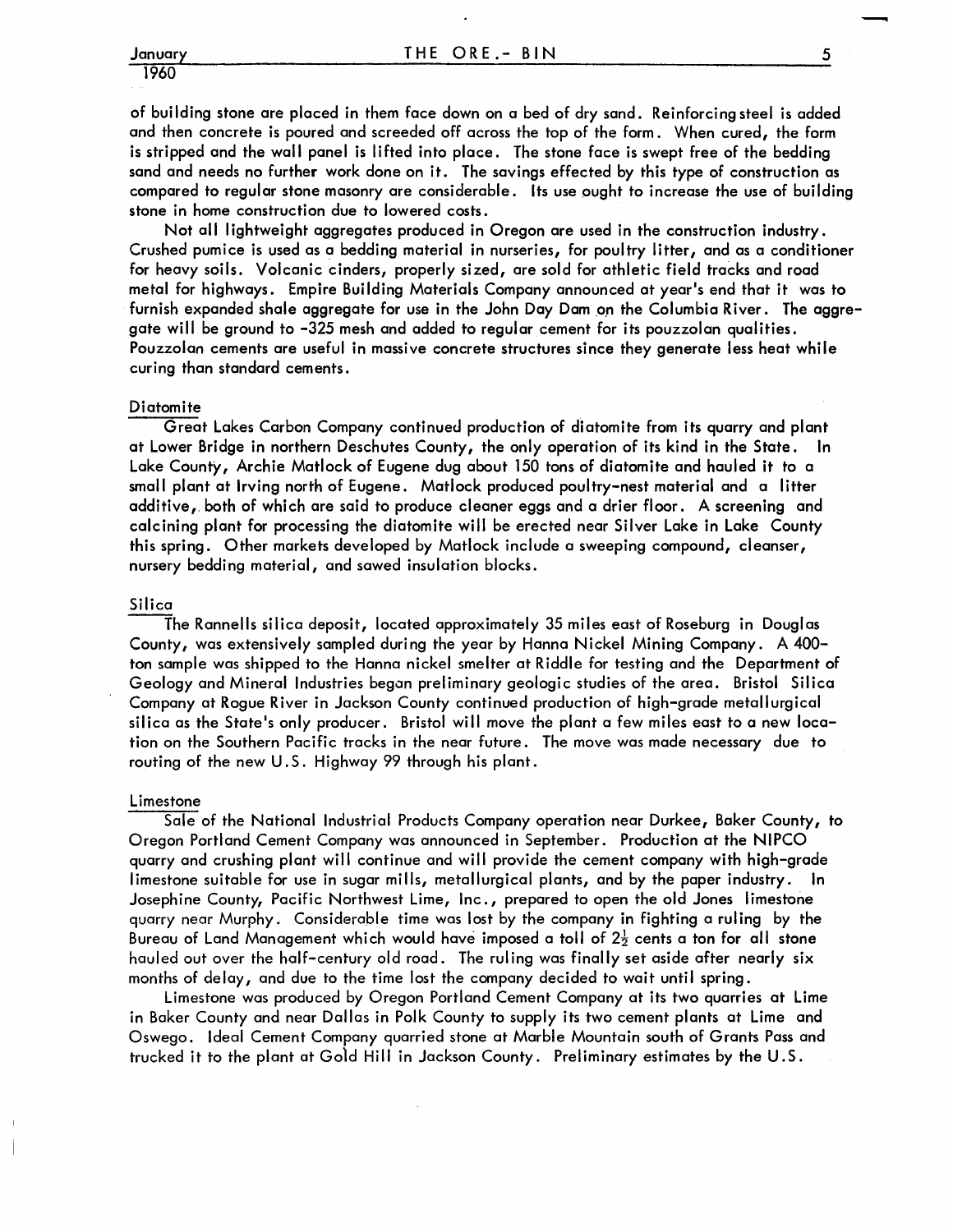of building stone are placed in them face down on a bed of dry sand. Reinforcing steel is added and then concrete is poured and screeded off across the top of the form. When cured, the form is stripped and the wall panel is lifted into place. The stone face is swept free of the bedding sand and needs no further work done on it. The savings effected by this type of construction as compared to regular stone masonry are considerable. Its use ought to increase the use of building stone in home construction due to lowered costs.

Not all lightweight aggregates produced in Oregon are used in the construction industry. Crushed pumice is used as a bedding material in nurseries, for poultry litter, and as a conditioner for heavy soils. Volcanic cinders, properly sized, are sold for athletic field tracks and road metal for highways. Empire Building Materials Company announced at year's end that it was to furnish expanded shale aggregate for use in the John Day Dam on the Columbia River. The aggregate will be ground to -325 mesh and added to regular cement for its pouzzolan qualities. Pouzzolan cements are useful in massive concrete structures since they generate less heat while curing than standard cements.

## Diatomite

Great Lakes Carbon Company continued production of diatomite from its quarry and plant at Lower Bridge in northern Deschutes County, the only operation of its kind in the State. In Lake County, Archie Matlock of Eugene dug about 150 tons of diatomite and hauled it to a small plant at Irving north of Eugene. Matlock produced poultry-nest material and a litter additive, both of which are said to produce cleaner eggs and a drier floor. A screening and calcining plant for processing the diatomite will be erected near Silver Lake in Lake County this spring. Other markets developed by Matlock include a sweeping compound, cleanser, nursery bedding material, and sawed insulation blocks.

## Silica

The Rannells silica deposit, located approximately 35 miles east of Roseburg in Douglas County, was extensively sampled during the year by Hanna Nickel Mining Company. A 400-ton sample was shipped to the Hanna nickel smelter at Riddle for testing and the Department of Geology and Mineral Industries began preliminary geologic studies of the area. Bristol Silica Company at Rogue River in Jackson County continued production of high-grade metallurgical silica as the State's only producer. Bristol will move the plant a few miles east to a new location on the Southern Pacific tracks in the near future. The move was made necessary due to routing of the new U.S. Highway 99 through his plant.

## Limestone

Sale of the National Industrial Products Company operation near Durkee, Baker County, to Oregon Portland Cement Company was announced in September. Production at the NIPCO quarry and crushing plant will continue and will provide the cement company with high-grade limestone suitable for use in sugar mills, metallurgical plants, and by the paper industry. In Josephine County, Pacific Northwest Lime, Inc., prepared to open the old Jones limestone quarry near Murphy. Considerable time was lost by the company in fighting a ruling by the Bureau of Land Management which would have imposed a toll of $2\frac{1}{2}$ cents a ton for all stone hauled out over the half-century old road. The ruling was finally set aside after nearly six months of delay, and due to the time lost the company decided to wait until spring.

Limestone was produced by Oregon Portland Cement Company at its two quarries at Lime in Baker County and near Dallas in Polk County to supply its two cement plants at Lime and Oswego. Ideal Cement Company quarried stone at Marble Mountain south of Grants Pass and trucked it to the plant at Gold Hill in Jackson County. Preliminary estimates by the U.S.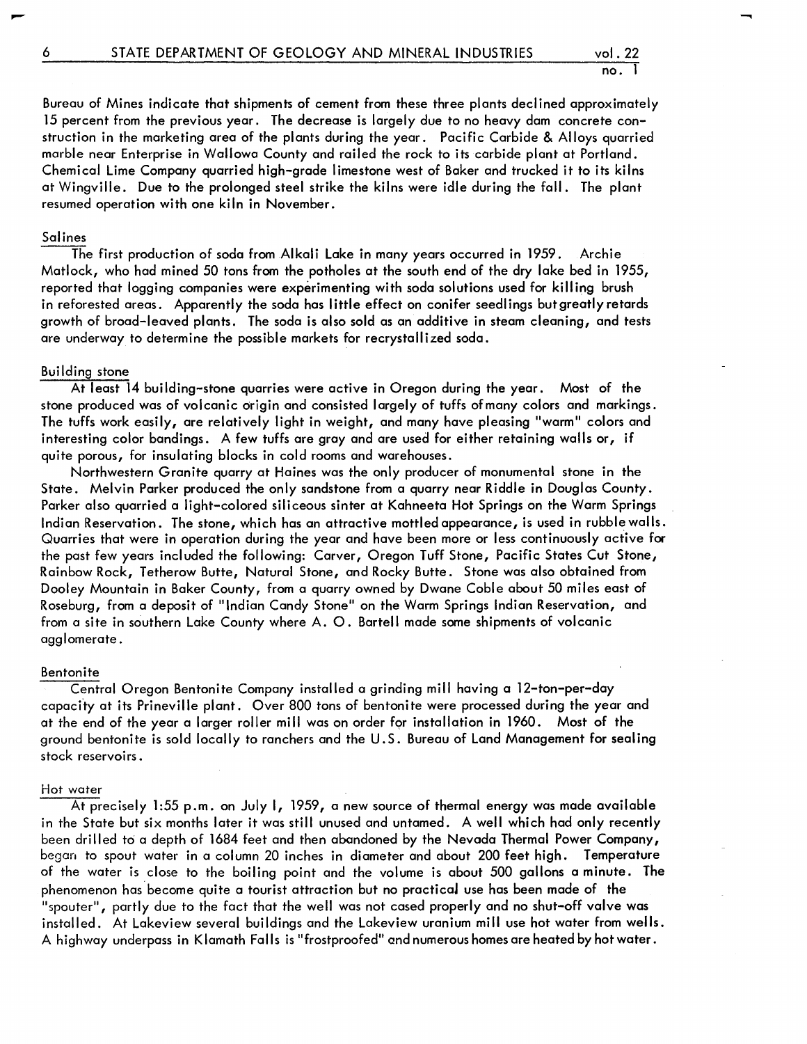Bureau of Mines indicate that shipments of cement from these three plants declined approximately 15 percent from the previous year. The decrease is largely due to no heavy dam concrete construction in the marketing area of the plants during the year. Pacific Carbide & Alloys quarried marble near Enterprise in Wallowa County and railed the rock to its carbide plant at Portland. Chemical Lime Company quarried high-grade limestone west of Baker and trucked it to its kilns at Wingville. Due to the prolonged steel strike the kilns were idle during the fall. The plant resumed operation with one kiln in November.

### Salines

The first production of soda from Alkali Lake in many years occurred in 1959. Archie Matlock, who had mined 50 tons from the potholes at the south end of the dry lake bed in 1955, reported that logging companies were experimenting with soda solutions used for killing brush in reforested areas. Apparently the soda has little effect on conifer seedlings but greatly retards growth of broad-leaved plants. The soda is also sold as an additive in steam cleaning, and tests are underway to determine the possible markets for recrystallized soda.

### Building stone

At least 14 building-stone quarries were active in Oregon during the year. Most of the stone produced was of volcanic origin and consisted largely of tuffs of many colors and markings. The tuffs work easily, are relatively light in weight, and many have pleasing "warm" colors and interesting color bandings. A few tuffs are gray and are used for either retaining walls or, if quite porous, for insulating blocks in cold rooms and warehouses.

Northwestern Granite quarry at Haines was the only producer of monumental stone in the State. Melvin Parker produced the only sandstone from a quarry near Riddle in Douglas County. Parker also quarried a light-colored siliceous sinter at Kahneeta Hot Springs on the Warm Springs Indian Reservation. The stone, which has an attractive mottled appearance, is used in rubble walls. Quarries that were in operation during the year and have been more or less continuously active for the past few years included the following: Carver, Oregon Tuff Stone, Pacific States Cut Stone, Rainbow Rock, Tetherow Butte, Natural Stone, and Rocky Butte. Stone was also obtained from Dooley Mountain in Baker County, from a quarry owned by Dwane Coble about 50 miles east of Roseburg, from a deposit of "Indian Candy Stone" on the Warm Springs Indian Reservation, and from a site in southern Lake County where A. O. Bartell made some shipments of volcanic agglomerate.

### Bentonite

Central Oregon Bentonite Company installed a grinding mill having a 12-ton-per-day capacity at its Prineville plant. Over 800 tons of bentonite were processed during the year and at the end of the year a larger roller mill was on order for installation in 1960. Most of the ground bentonite is sold locally to ranchers and the U.S. Bureau of Land Management for sealing stock reservoirs.

### Hot water

At precisely 1:55 p.m. on July 1, 1959, a new source of thermal energy was made available in the State but six months later it was still unused and untamed. A well which had only recently been drilled to a depth of 1684 feet and then abandoned by the Nevada Thermal Power Company, began to spout water in a column 20 inches in diameter and about 200 feet high. Temperature of the water is close to the boiling point and the volume is about 500 gallons a minute. The phenomenon has become quite a tourist attraction but no practical use has been made of the "spouter", partly due to the fact that the well was not cased properly and no shut-off valve was installed. At Lakeview several buildings and the Lakeview uranium mill use hot water from wells. A highway underpass in Klamath Falls is "frostproofed" and numerous homes are heated by hot water.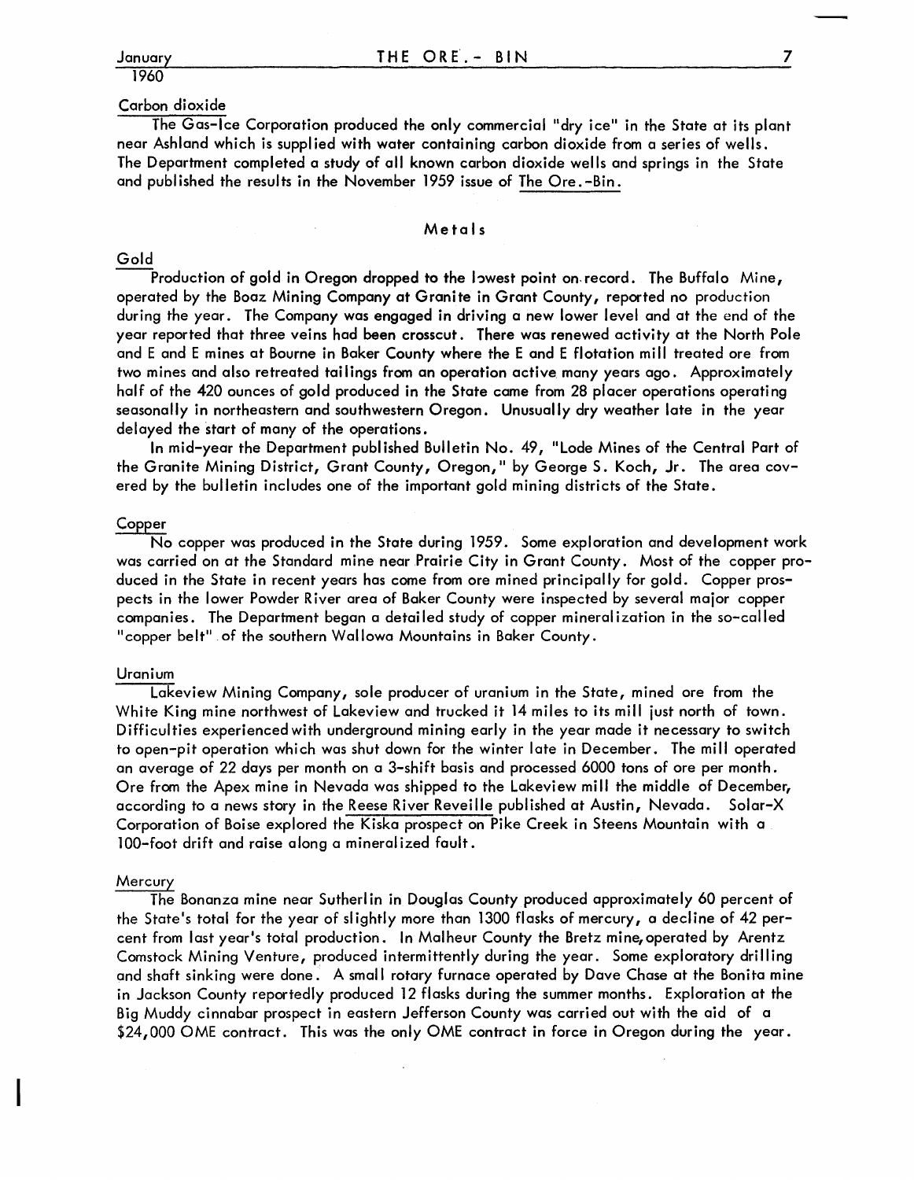### Carbon dioxide

The Gas-Ice Corporation produced the only commercial "dry ice" in the State at its plant near Ashland which is supplied with water containing carbon dioxide from a series of wells. The Department completed a study of all known carbon dioxide wells and springs in the State and published the results in the November 1959 issue of The Ore.-Bin.

## Metals

### Gold

Production of gold in Oregon dropped to the lowest point on record. The Buffalo Mine, operated by the Boaz Mining Company at Granite in Grant County, reported no production during the year. The Company was engaged in driving a new lower level and at the end of the year reported that three veins had been crosscut. There was renewed activity at the North Pole and E and E mines at Bourne in Baker County where the E and E flotation mill treated ore from two mines and also retreated tailings from an operation active many years ago. Approximately half of the 420 ounces of gold produced in the State came from 28 placer operations operating seasonally in northeastern and southwestern Oregon. Unusually dry weather late in the year delayed the start of many of the operations.

In mid-year the Department published Bulletin No. 49, "Lode Mines of the Central Part of the Granite Mining District, Grant County, Oregon," by George S. Koch, Jr. The area covered by the bulletin includes one of the important gold mining districts of the State.

### Copper

No copper was produced in the State during 1959. Some exploration and development work was carried on at the Standard mine near Prairie City in Grant County. Most of the copper produced in the State in recent years has come from ore mined principally for gold. Copper prospects in the lower Powder River area of Baker County were inspected by several major copper companies. The Department began a detailed study of copper mineralization in the so-called "copper belt" of the southern Wallowa Mountains in Baker County.

### Uranium

Lakeview Mining Company, sole producer of uranium in the State, mined ore from the White King mine northwest of Lakeview and trucked it 14 miles to its mill just north of town. Difficulties experienced with underground mining early in the year made it necessary to switch to open-pit operation which was shut down for the winter late in December. The mill operated an average of 22 days per month on a 3-shift basis and processed 6000 tons of ore per month. Ore from the Apex mine in Nevada was shipped to the Lakeview mill the middle of December, according to a news story in the Reese River Reveille published at Austin, Nevada. Solar-X Corporation of Boise explored the Kiska prospect on Pike Creek in Steens Mountain with a 100-foot drift and raise along a mineralized fault.

### Mercury

The Bonanza mine near Sutherlin in Douglas County produced approximately 60 percent of the State's total for the year of slightly more than 1300 flasks of mercury, a decline of 42 percent from last year's total production. In Malheur County the Bretz mine, operated by Arentz Comstock Mining Venture, produced intermittently during the year. Some exploratory drilling and shaft sinking were done. A small rotary furnace operated by Dave Chase at the Bonita mine in Jackson County reportedly produced 12 flasks during the summer months. Exploration at the Big Muddy cinnabar prospect in eastern Jefferson County was carried out with the aid of a $24,000 OME contract. This was the only OME contract in force in Oregon during the year.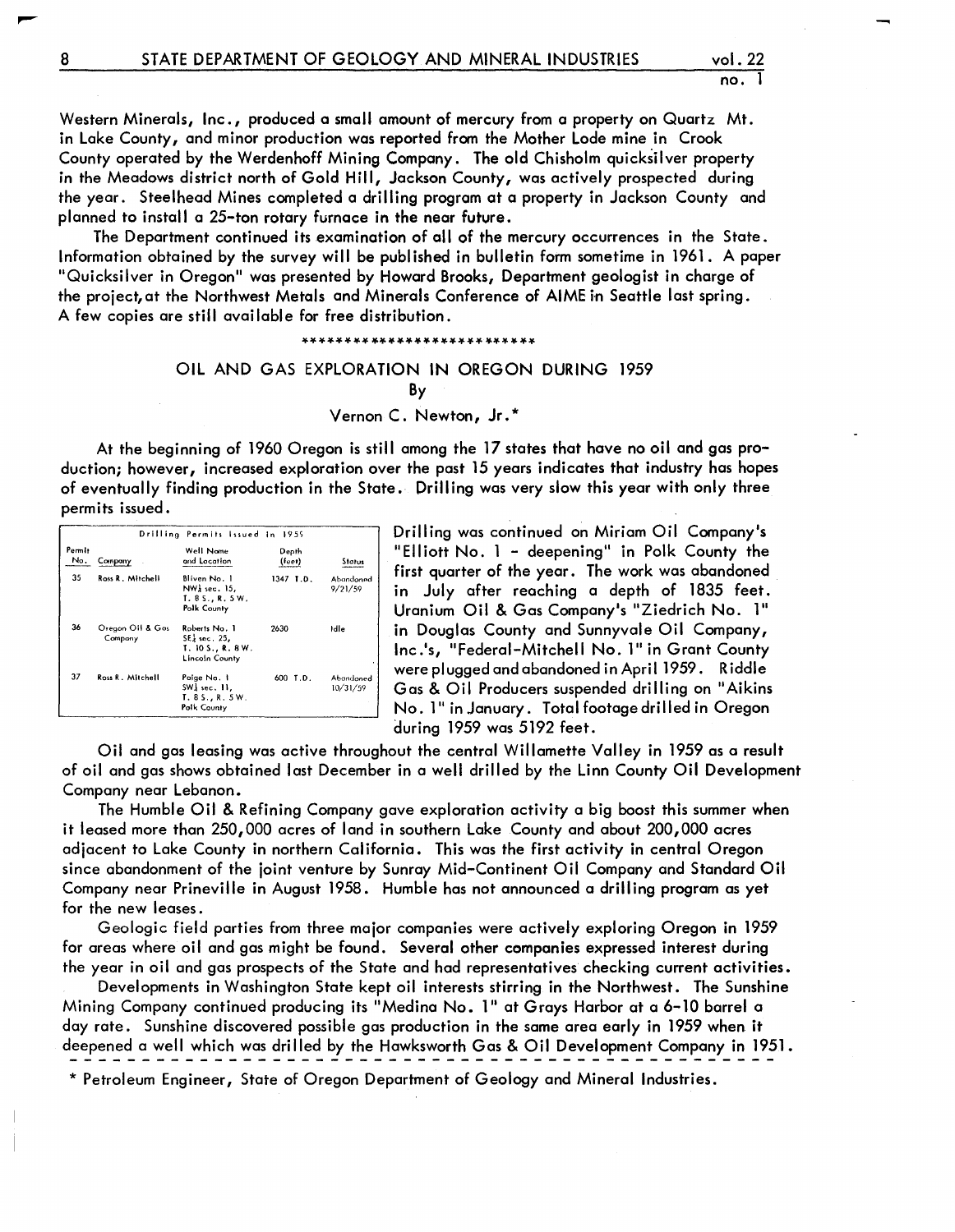Western Minerals, Inc., produced a small amount of mercury from a property on Quartz Mt. in Lake County, and minor production was reported from the Mother Lode mine in Crook County operated by the Werdenhoff Mining Company. The old Chisholm quicksilver property in the Meadows district north of Gold Hill, Jackson County, was actively prospected during the year. Steelhead Mines completed a drilling program at a property in Jackson County and planned to install a 25-ton rotary furnace in the near future.

The Department continued its examination of all of the mercury occurrences in the State. Information obtained by the survey will be published in bulletin form sometime in 1961. A paper "Quicksilver in Oregon" was presented by Howard Brooks, Department geologist in charge of the project, at the Northwest Metals and Minerals Conference of AIME in Seattle last spring. A few copies are still available for free distribution.

\*\*\*\*\*\*\*\*\*\*\*\*\*\*\*\*\*\*\*\*\*\*\*\*\*\*\*

## OIL AND GAS EXPLORATION IN OREGON DURING 1959

By

Vernon C. Newton, Jr.*

At the beginning of 1960 Oregon is still among the 17 states that have no oil and gas production; however, increased exploration over the past 15 years indicates that industry has hopes of eventually finding production in the State. Drilling was very slow this year with only three permits issued.

Drilling Permits Issued in 1959

| Permit No. | Company | Well Name and Location | Depth (feet) | Status |
|---|---|---|---|---|
| 35 | Ross R. Mitchell | Bliven No. 1 NW¼ sec. 15, T. 8 S., R. 5 W. Polk County | 1347 T.D. | Abandoned 9/21/59 |
| 36 | Oregon Oil & Gas Company | Roberts No. 1 SE¼ sec. 25, T. 10 S., R. 8 W. Lincoln County | 2630 | Idle |
| 37 | Ross R. Mitchell | Paige No. 1 SW¼ sec. 11, T. 8 S., R. 5 W. Polk County | 600 T.D. | Abandoned 10/31/59 |

Drilling was continued on Miriam Oil Company's "Elliott No. 1 - deepening" in Polk County the first quarter of the year. The work was abandoned in July after reaching a depth of 1835 feet. Uranium Oil & Gas Company's "Ziedrich No. 1" in Douglas County and Sunnyvale Oil Company, Inc.'s, "Federal-Mitchell No. 1" in Grant County were plugged and abandoned in April 1959. Riddle Gas & Oil Producers suspended drilling on "Aikins No. 1" in January. Total footage drilled in Oregon during 1959 was 5192 feet.

Oil and gas leasing was active throughout the central Willamette Valley in 1959 as a result of oil and gas shows obtained last December in a well drilled by the Linn County Oil Development Company near Lebanon.

The Humble Oil & Refining Company gave exploration activity a big boost this summer when it leased more than 250,000 acres of land in southern Lake County and about 200,000 acres adjacent to Lake County in northern California. This was the first activity in central Oregon since abandonment of the joint venture by Sunray Mid-Continent Oil Company and Standard Oil Company near Prineville in August 1958. Humble has not announced a drilling program as yet for the new leases.

Geologic field parties from three major companies were actively exploring Oregon in 1959 for areas where oil and gas might be found. Several other companies expressed interest during the year in oil and gas prospects of the State and had representatives checking current activities.

Developments in Washington State kept oil interests stirring in the Northwest. The Sunshine Mining Company continued producing its "Medina No. 1" at Grays Harbor at a 6-10 barrel a day rate. Sunshine discovered possible gas production in the same area early in 1959 when it deepened a well which was drilled by the Hawksworth Gas & Oil Development Company in 1951.

\* Petroleum Engineer, State of Oregon Department of Geology and Mineral Industries.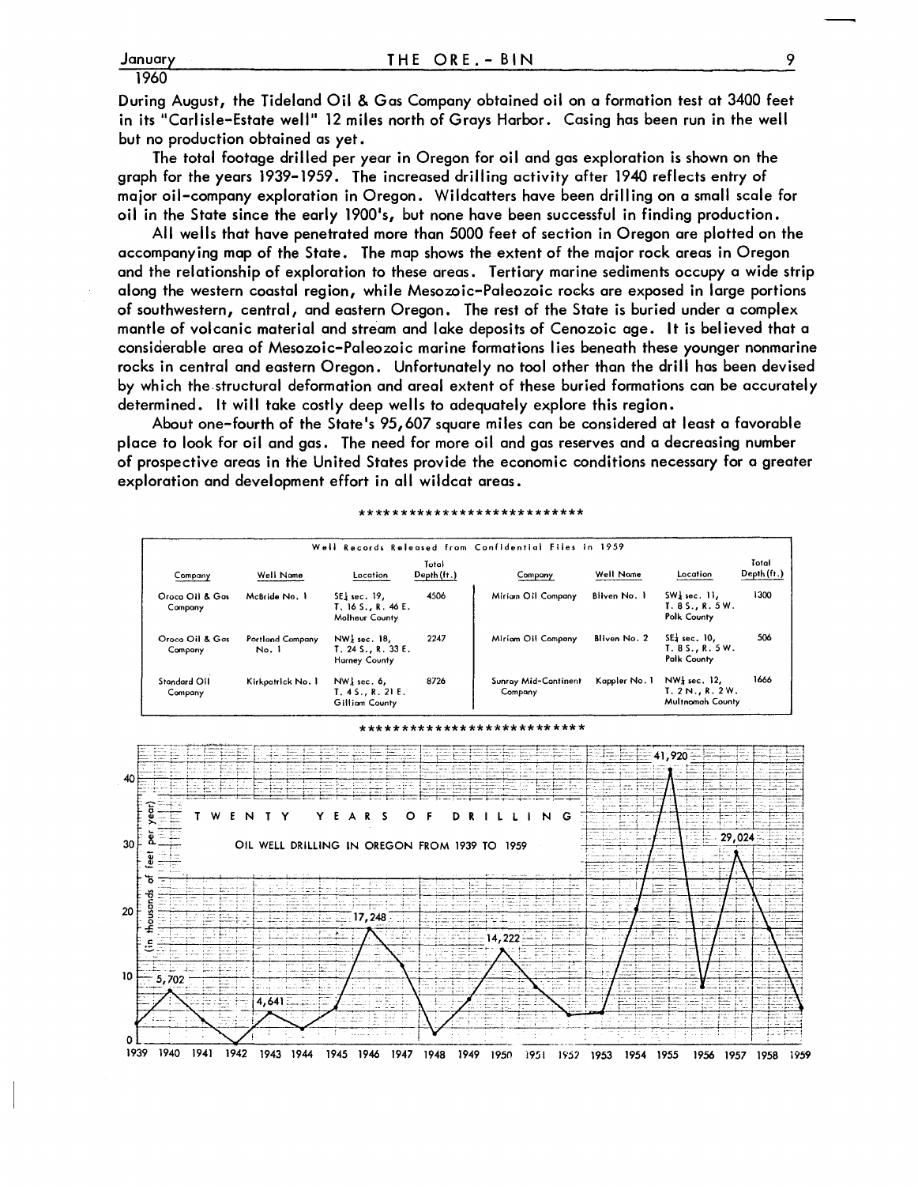During August, the Tideland Oil & Gas Company obtained oil on a formation test at 3400 feet in its "Carlisle-Estate well" 12 miles north of Grays Harbor. Casing has been run in the well but no production obtained as yet.

The total footage drilled per year in Oregon for oil and gas exploration is shown on the graph for the years 1939-1959. The increased drilling activity after 1940 reflects entry of major oil-company exploration in Oregon. Wildcatters have been drilling on a small scale for oil in the State since the early 1900's, but none have been successful in finding production.

All wells that have penetrated more than 5000 feet of section in Oregon are plotted on the accompanying map of the State. The map shows the extent of the major rock areas in Oregon and the relationship of exploration to these areas. Tertiary marine sediments occupy a wide strip along the western coastal region, while Mesozoic-Paleozoic rocks are exposed in large portions of southwestern, central, and eastern Oregon. The rest of the State is buried under a complex mantle of volcanic material and stream and lake deposits of Cenozoic age. It is believed that a considerable area of Mesozoic-Paleozoic marine formations lies beneath these younger nonmarine rocks in central and eastern Oregon. Unfortunately no tool other than the drill has been devised by which the structural deformation and areal extent of these buried formations can be accurately determined. It will take costly deep wells to adequately explore this region.

About one-fourth of the State's 95,607 square miles can be considered at least a favorable place to look for oil and gas. The need for more oil and gas reserves and a decreasing number of prospective areas in the United States provide the economic conditions necessary for a greater exploration and development effort in all wildcat areas.

\* \* \* \* \* \* \* \* \* \* \* \* \* \* \* \* \* \* \* \* \* \* \* \* \* \* \*

**Well Records Released from Confidential Files in 1959**

| Company | Well Name | Location | Total Depth (ft.) | Company | Well Name | Location | Total Depth (ft.) |
|---|---|---|---|---|---|---|---|
| Oroco Oil & Gas Company | McBride No. 1 | SE¼ sec. 19, T. 16 S., R. 46 E. Malheur County | 4506 | Miriam Oil Company | Bliven No. 1 | SW¼ sec. 11, T. 8 S., R. 5 W. Polk County | 1300 |
| Oroco Oil & Gas Company | Portland Company No. 1 | NW¼ sec. 18, T. 24 S., R. 33 E. Harney County | 2247 | Miriam Oil Company | Bliven No. 2 | SE¼ sec. 10, T. 8 S., R. 5 W. Polk County | 506 |
| Standard Oil Company | Kirkpatrick No. 1 | NW¼ sec. 6, T. 4 S., R. 21 E. Gilliam County | 8726 | Sunray Mid-Continent Company | Koppler No. 1 | NW¼ sec. 12, T. 2 N., R. 2 W. Multnomah County | 1666 |

\* \* \* \* \* \* \* \* \* \* \* \* \* \* \* \* \* \* \* \* \* \* \* \* \* \*

**TWENTY YEARS OF DRILLING**

OIL WELL DRILLING IN OREGON FROM 1939 TO 1959

(in thousands of feet per year)

Labeled values: 1940 — 5,702; 1943 — 4,641; 1946 — 17,248; 1950 — 14,222; 1955 — 41,920; 1957 — 29,024

Years: 1939 1940 1941 1942 1943 1944 1945 1946 1947 1948 1949 1950 1951 1952 1953 1954 1955 1956 1957 1958 1959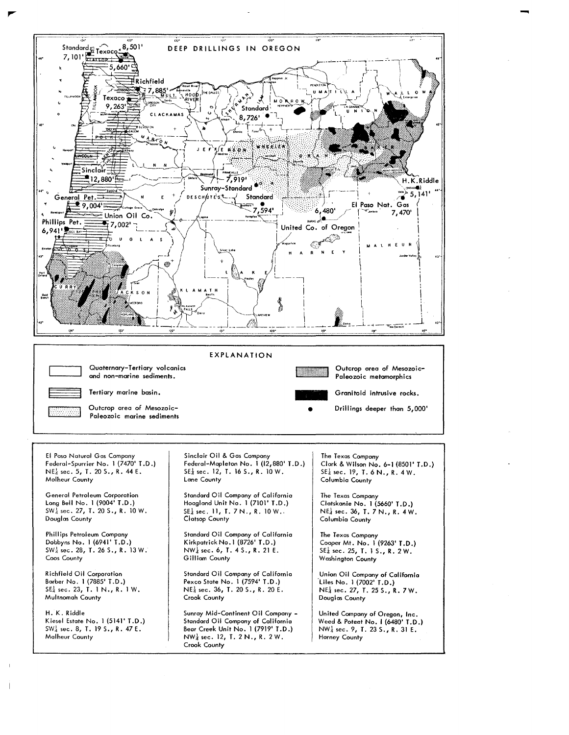# DEEP DRILLINGS IN OREGON

## EXPLANATION

- Quaternary-Tertiary volcanics and non-marine sediments.
- Tertiary marine basin.
- Outcrop area of Mesozoic-Paleozoic marine sediments
- Outcrop area of Mesozoic-Paleozoic metamorphics
- Granitoid intrusive rocks.
- Drillings deeper than 5,000'

El Paso Natural Gas Company
Federal-Spurrier No. 1 (7470' T.D.)
NE¼ sec. 5, T. 20 S., R. 44 E.
Malheur County

General Petroleum Corporation
Long Bell No. 1 (9004' T.D.)
SW¼ sec. 27, T. 20 S., R. 10 W.
Douglas County

Phillips Petroleum Company
Dobbyns No. 1 (6941' T.D.)
SW¼ sec. 28, T. 26 S., R. 13 W.
Coos County

Richfield Oil Corporation
Barber No. 1 (7885' T.D.)
SE¼ sec. 23, T. 1 N., R. 1 W.
Multnomah County

H. K. Riddle
Kiesel Estate No. 1 (5141' T.D.)
SW¼ sec. 8, T. 19 S., R. 47 E.
Malheur County

Sinclair Oil & Gas Company
Federal-Mapleton No. 1 (12,880' T.D.)
SE¼ sec. 12, T. 16 S., R. 10 W.
Lane County

Standard Oil Company of California
Hoagland Unit No. 1 (7101' T.D.)
SE¼ sec. 11, T. 7 N., R. 10 W.
Clatsop County

Standard Oil Company of California
Kirkpatrick No. 1 (8726' T.D.)
NW¼ sec. 6, T. 4 S., R. 21 E.
Gilliam County

Standard Oil Company of California
Pexco State No. 1 (7594' T.D.)
NE¼ sec. 36, T. 20 S., R. 20 E.
Crook County

Sunray Mid-Continent Oil Company - Standard Oil Company of California
Bear Creek Unit No. 1 (7919' T.D.)
NW¼ sec. 12, T. 2 N., R. 2 W.
Crook County

The Texas Company
Clark & Wilson No. 6-1 (8501' T.D.)
SE¼ sec. 19, T. 6 N., R. 4 W.
Columbia County

The Texas Company
Clatskanie No. 1 (5660' T.D.)
NE¼ sec. 36, T. 7 N., R. 4 W.
Columbia County

The Texas Company
Cooper Mt. No. 1 (9263' T.D.)
SE¼ sec. 25, T. 1 S., R. 2 W.
Washington County

Union Oil Company of California
Liles No. 1 (7002' T.D.)
NE¼ sec. 27, T. 25 S., R. 7 W.
Douglas County

United Company of Oregon, Inc.
Weed & Poteet No. 1 (6480' T.D.)
NW¼ sec. 9, T. 23 S., R. 31 E.
Harney County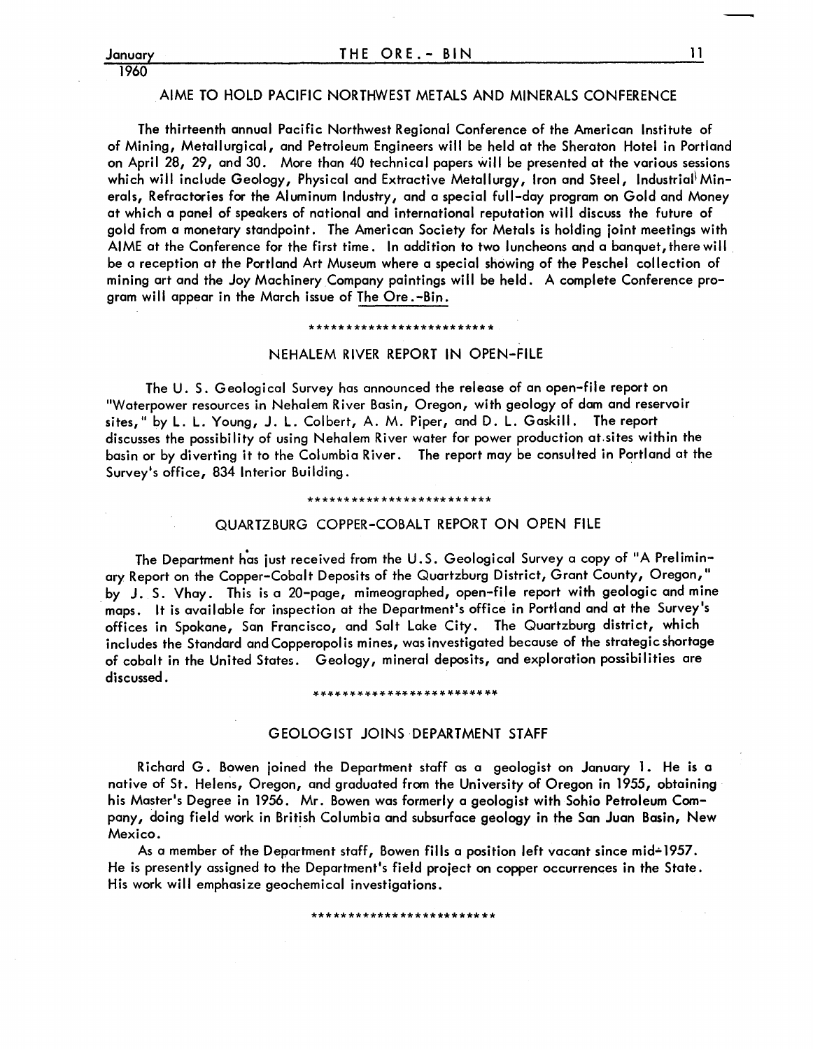## AIME TO HOLD PACIFIC NORTHWEST METALS AND MINERALS CONFERENCE

The thirteenth annual Pacific Northwest Regional Conference of the American Institute of of Mining, Metallurgical, and Petroleum Engineers will be held at the Sheraton Hotel in Portland on April 28, 29, and 30. More than 40 technical papers will be presented at the various sessions which will include Geology, Physical and Extractive Metallurgy, Iron and Steel, Industrial Minerals, Refractories for the Aluminum Industry, and a special full-day program on Gold and Money at which a panel of speakers of national and international reputation will discuss the future of gold from a monetary standpoint. The American Society for Metals is holding joint meetings with AIME at the Conference for the first time. In addition to two luncheons and a banquet, there will be a reception at the Portland Art Museum where a special showing of the Peschel collection of mining art and the Joy Machinery Company paintings will be held. A complete Conference program will appear in the March issue of The Ore.-Bin.

*************************

## NEHALEM RIVER REPORT IN OPEN-FILE

The U. S. Geological Survey has announced the release of an open-file report on "Waterpower resources in Nehalem River Basin, Oregon, with geology of dam and reservoir sites," by L. L. Young, J. L. Colbert, A. M. Piper, and D. L. Gaskill. The report discusses the possibility of using Nehalem River water for power production at sites within the basin or by diverting it to the Columbia River. The report may be consulted in Portland at the Survey's office, 834 Interior Building.

*************************

## QUARTZBURG COPPER-COBALT REPORT ON OPEN FILE

The Department has just received from the U.S. Geological Survey a copy of "A Preliminary Report on the Copper-Cobalt Deposits of the Quartzburg District, Grant County, Oregon," by J. S. Vhay. This is a 20-page, mimeographed, open-file report with geologic and mine maps. It is available for inspection at the Department's office in Portland and at the Survey's offices in Spokane, San Francisco, and Salt Lake City. The Quartzburg district, which includes the Standard and Copperopolis mines, was investigated because of the strategic shortage of cobalt in the United States. Geology, mineral deposits, and exploration possibilities are discussed.

*************************

## GEOLOGIST JOINS DEPARTMENT STAFF

Richard G. Bowen joined the Department staff as a geologist on January 1. He is a native of St. Helens, Oregon, and graduated from the University of Oregon in 1955, obtaining his Master's Degree in 1956. Mr. Bowen was formerly a geologist with Sohio Petroleum Company, doing field work in British Columbia and subsurface geology in the San Juan Basin, New Mexico.

As a member of the Department staff, Bowen fills a position left vacant since mid-1957. He is presently assigned to the Department's field project on copper occurrences in the State. His work will emphasize geochemical investigations.

*************************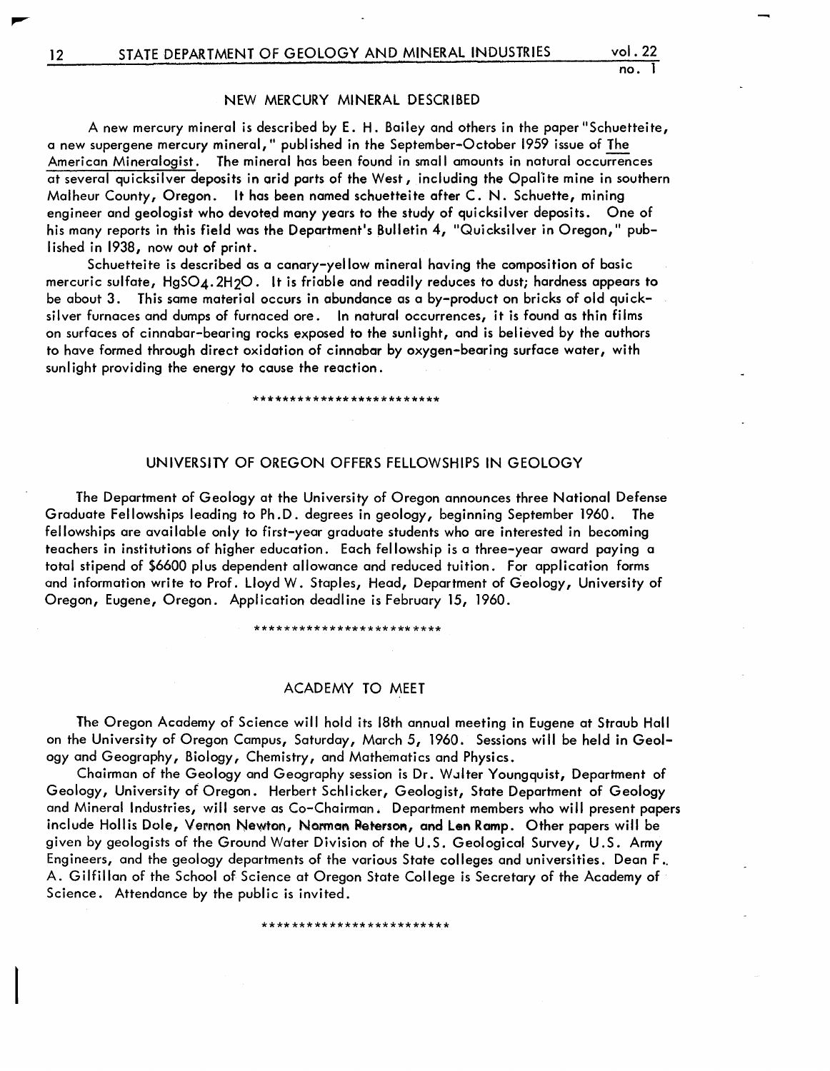## NEW MERCURY MINERAL DESCRIBED

A new mercury mineral is described by E. H. Bailey and others in the paper "Schuetteite, a new supergene mercury mineral," published in the September-October 1959 issue of The American Mineralogist. The mineral has been found in small amounts in natural occurrences at several quicksilver deposits in arid parts of the West, including the Opalite mine in southern Malheur County, Oregon. It has been named schuetteite after C. N. Schuette, mining engineer and geologist who devoted many years to the study of quicksilver deposits. One of his many reports in this field was the Department's Bulletin 4, "Quicksilver in Oregon," published in 1938, now out of print.

Schuetteite is described as a canary-yellow mineral having the composition of basic mercuric sulfate, $HgSO_4.2H_2O$. It is friable and readily reduces to dust; hardness appears to be about 3. This same material occurs in abundance as a by-product on bricks of old quicksilver furnaces and dumps of furnaced ore. In natural occurrences, it is found as thin films on surfaces of cinnabar-bearing rocks exposed to the sunlight, and is believed by the authors to have formed through direct oxidation of cinnabar by oxygen-bearing surface water, with sunlight providing the energy to cause the reaction.

*************************

## UNIVERSITY OF OREGON OFFERS FELLOWSHIPS IN GEOLOGY

The Department of Geology at the University of Oregon announces three National Defense Graduate Fellowships leading to Ph.D. degrees in geology, beginning September 1960. The fellowships are available only to first-year graduate students who are interested in becoming teachers in institutions of higher education. Each fellowship is a three-year award paying a total stipend of $6600 plus dependent allowance and reduced tuition. For application forms and information write to Prof. Lloyd W. Staples, Head, Department of Geology, University of Oregon, Eugene, Oregon. Application deadline is February 15, 1960.

*************************

## ACADEMY TO MEET

The Oregon Academy of Science will hold its 18th annual meeting in Eugene at Straub Hall on the University of Oregon Campus, Saturday, March 5, 1960. Sessions will be held in Geology and Geography, Biology, Chemistry, and Mathematics and Physics.

Chairman of the Geology and Geography session is Dr. Walter Youngquist, Department of Geology, University of Oregon. Herbert Schlicker, Geologist, State Department of Geology and Mineral Industries, will serve as Co-Chairman. Department members who will present papers include Hollis Dole, Vernon Newton, Norman Peterson, and Len Ramp. Other papers will be given by geologists of the Ground Water Division of the U.S. Geological Survey, U.S. Army Engineers, and the geology departments of the various State colleges and universities. Dean F. A. Gilfillan of the School of Science at Oregon State College is Secretary of the Academy of Science. Attendance by the public is invited.

*************************